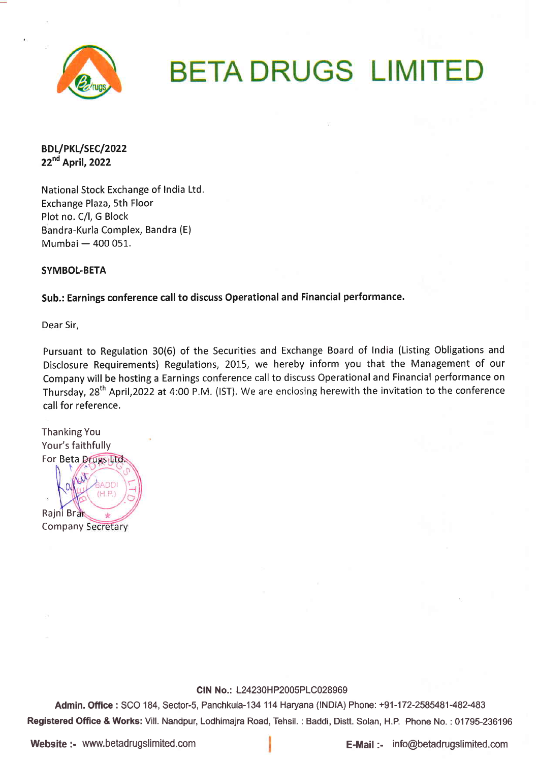# BETA DRUGS LIMITED

**BDL/PKL/SEC/2022**
**22nd April, 2022**

National Stock Exchange of India Ltd.
Exchange Plaza, 5th Floor
Plot no. C/l, G Block
Bandra-Kurla Complex, Bandra (E)
Mumbai — 400 051.

**SYMBOL-BETA**

**Sub.: Earnings conference call to discuss Operational and Financial performance.**

Dear Sir,

Pursuant to Regulation 30(6) of the Securities and Exchange Board of India (Listing Obligations and Disclosure Requirements) Regulations, 2015, we hereby inform you that the Management of our Company will be hosting a Earnings conference call to discuss Operational and Financial performance on Thursday, 28th April,2022 at 4:00 P.M. (IST). We are enclosing herewith the invitation to the conference call for reference.

Thanking You
Your's faithfully
For Beta Drugs Ltd.

Rajni Brar
Company Secretary

**CIN No.:** L24230HP2005PLC028969
**Admin. Office :** SCO 184, Sector-5, Panchkula-134 114 Haryana (INDIA) Phone: +91-172-2585481-482-483
**Registered Office & Works:** Vill. Nandpur, Lodhimajra Road, Tehsil. : Baddi, Distt. Solan, H.P. Phone No. : 01795-236196
**Website :-** www.betadrugslimited.com **E-Mail :-** info@betadrugslimited.com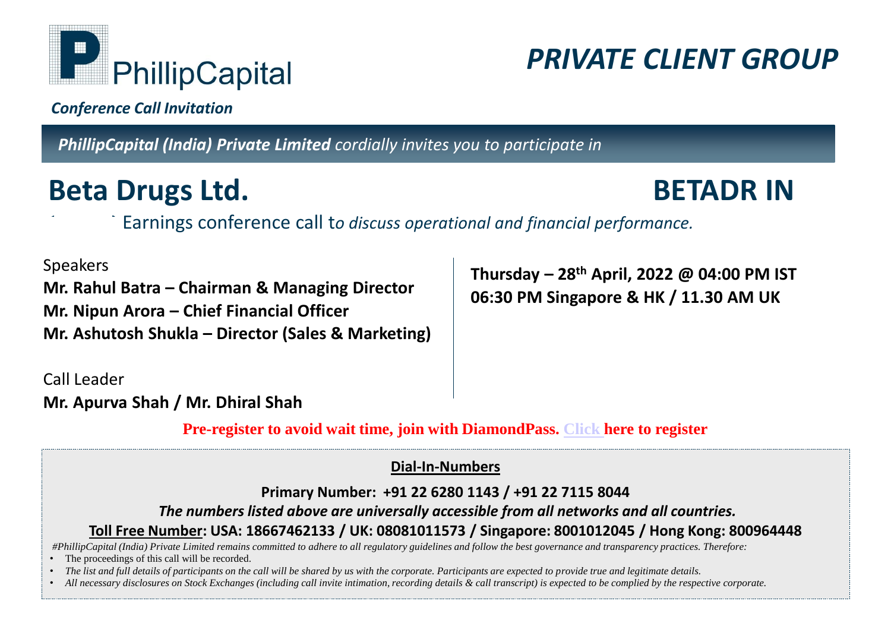PhillipCapital

# *PRIVATE CLIENT GROUP*

*Conference Call Invitation*

***PhillipCapital (India) Private Limited** cordially invites you to participate in*

# Beta Drugs Ltd. BETADR IN

Earnings conference call t*o discuss operational and financial performance.*

Speakers

**Mr. Rahul Batra – Chairman & Managing Director**

**Mr. Nipun Arora – Chief Financial Officer**

**Mr. Ashutosh Shukla – Director (Sales & Marketing)**

**Thursday – 28th April, 2022 @ 04:00 PM IST**

**06:30 PM Singapore & HK / 11.30 AM UK**

Call Leader

**Mr. Apurva Shah / Mr. Dhiral Shah**

**Pre-register to avoid wait time, join with DiamondPass. Click here to register**

**Dial-In-Numbers**

**Primary Number: +91 22 6280 1143 / +91 22 7115 8044**

***The numbers listed above are universally accessible from all networks and all countries.***

**Toll Free Number: USA: 18667462133 / UK: 08081011573 / Singapore: 8001012045 / Hong Kong: 800964448**

*#PhillipCapital (India) Private Limited remains committed to adhere to all regulatory guidelines and follow the best governance and transparency practices. Therefore:*

- The proceedings of this call will be recorded.
- *The list and full details of participants on the call will be shared by us with the corporate. Participants are expected to provide true and legitimate details.*
- *All necessary disclosures on Stock Exchanges (including call invite intimation, recording details & call transcript) is expected to be complied by the respective corporate.*